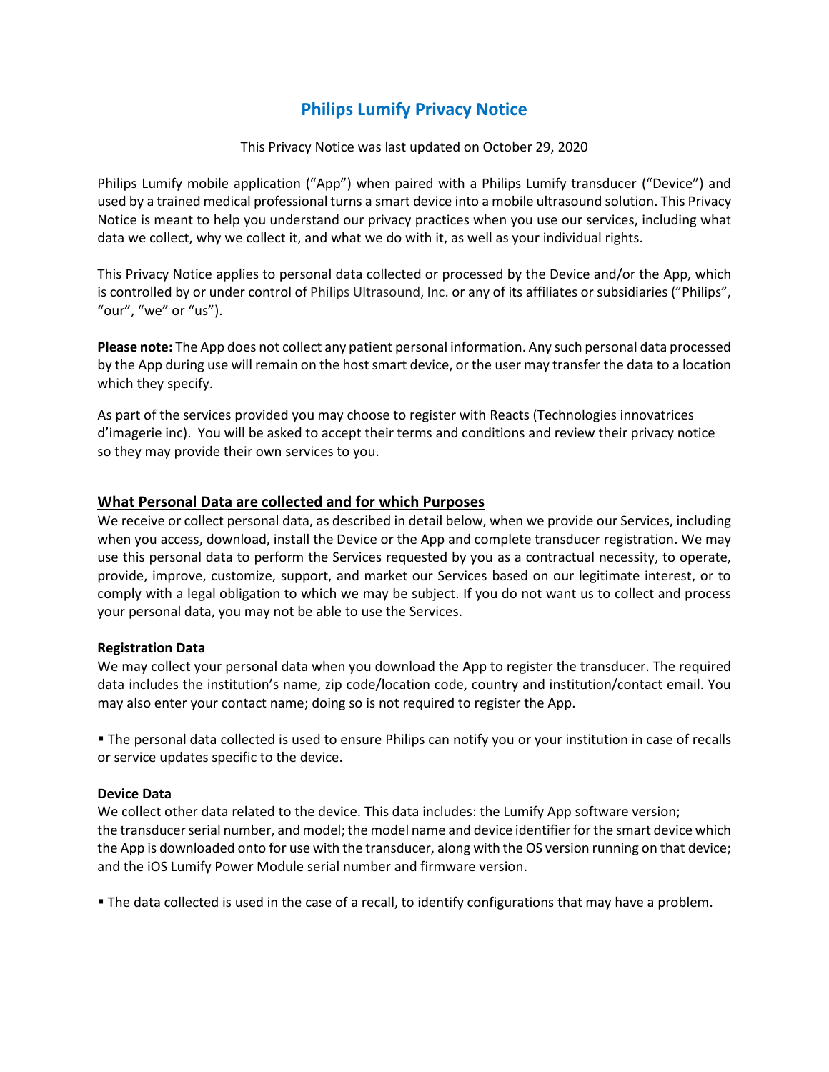# Philips Lumify Privacy Notice

This Privacy Notice was last updated on October 29, 2020

Philips Lumify mobile application ("App") when paired with a Philips Lumify transducer ("Device") and used by a trained medical professional turns a smart device into a mobile ultrasound solution. This Privacy Notice is meant to help you understand our privacy practices when you use our services, including what data we collect, why we collect it, and what we do with it, as well as your individual rights.

This Privacy Notice applies to personal data collected or processed by the Device and/or the App, which is controlled by or under control of Philips Ultrasound, Inc. or any of its affiliates or subsidiaries ("Philips", "our", "we" or "us").

**Please note:** The App does not collect any patient personal information. Any such personal data processed by the App during use will remain on the host smart device, or the user may transfer the data to a location which they specify.

As part of the services provided you may choose to register with Reacts (Technologies innovatrices d'imagerie inc). You will be asked to accept their terms and conditions and review their privacy notice so they may provide their own services to you.

## What Personal Data are collected and for which Purposes

We receive or collect personal data, as described in detail below, when we provide our Services, including when you access, download, install the Device or the App and complete transducer registration. We may use this personal data to perform the Services requested by you as a contractual necessity, to operate, provide, improve, customize, support, and market our Services based on our legitimate interest, or to comply with a legal obligation to which we may be subject. If you do not want us to collect and process your personal data, you may not be able to use the Services.

### Registration Data

We may collect your personal data when you download the App to register the transducer. The required data includes the institution's name, zip code/location code, country and institution/contact email. You may also enter your contact name; doing so is not required to register the App.

- The personal data collected is used to ensure Philips can notify you or your institution in case of recalls or service updates specific to the device.

### Device Data

We collect other data related to the device. This data includes: the Lumify App software version; the transducer serial number, and model; the model name and device identifier for the smart device which the App is downloaded onto for use with the transducer, along with the OS version running on that device; and the iOS Lumify Power Module serial number and firmware version.

- The data collected is used in the case of a recall, to identify configurations that may have a problem.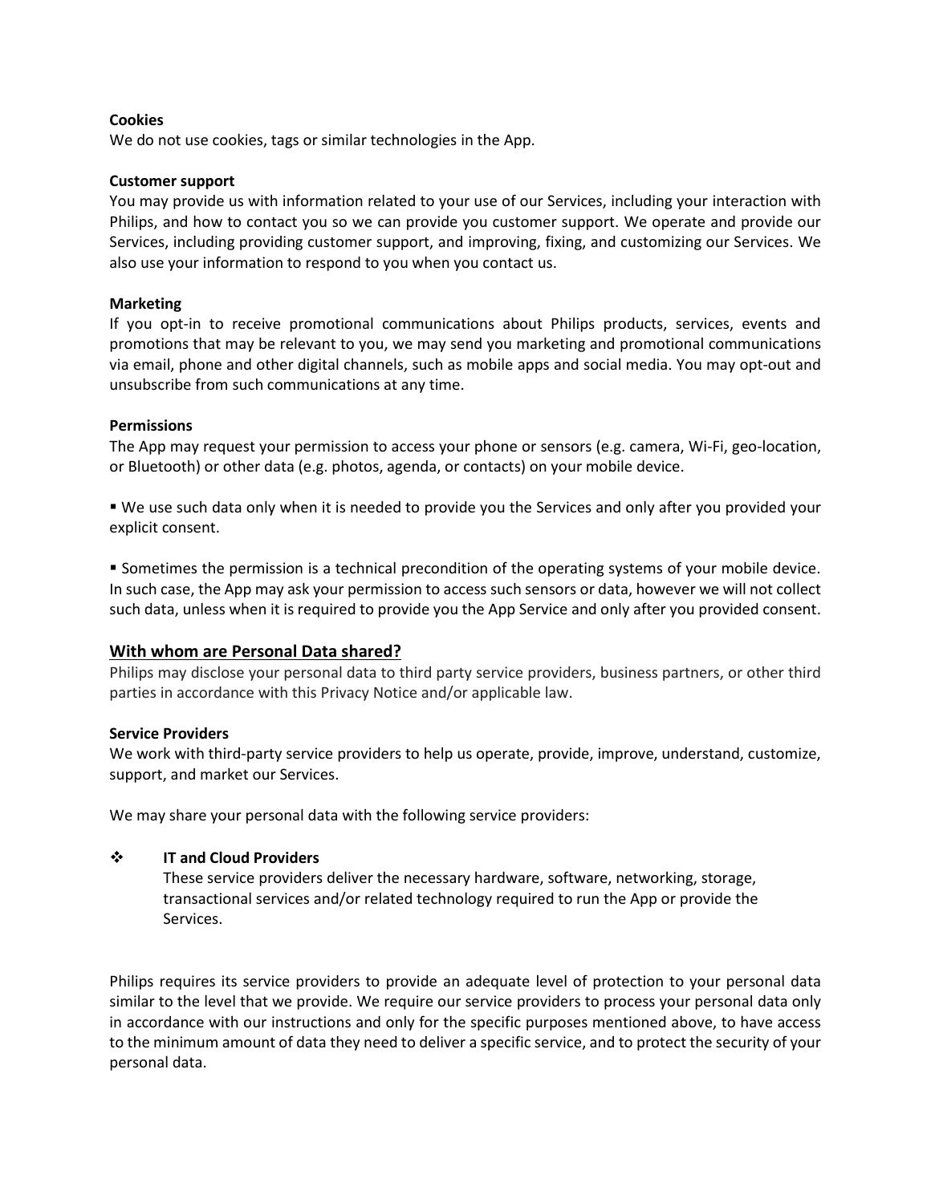**Cookies**

We do not use cookies, tags or similar technologies in the App.

**Customer support**

You may provide us with information related to your use of our Services, including your interaction with Philips, and how to contact you so we can provide you customer support. We operate and provide our Services, including providing customer support, and improving, fixing, and customizing our Services. We also use your information to respond to you when you contact us.

**Marketing**

If you opt-in to receive promotional communications about Philips products, services, events and promotions that may be relevant to you, we may send you marketing and promotional communications via email, phone and other digital channels, such as mobile apps and social media. You may opt-out and unsubscribe from such communications at any time.

**Permissions**

The App may request your permission to access your phone or sensors (e.g. camera, Wi-Fi, geo-location, or Bluetooth) or other data (e.g. photos, agenda, or contacts) on your mobile device.

- We use such data only when it is needed to provide you the Services and only after you provided your explicit consent.

- Sometimes the permission is a technical precondition of the operating systems of your mobile device. In such case, the App may ask your permission to access such sensors or data, however we will not collect such data, unless when it is required to provide you the App Service and only after you provided consent.

## With whom are Personal Data shared?

Philips may disclose your personal data to third party service providers, business partners, or other third parties in accordance with this Privacy Notice and/or applicable law.

**Service Providers**

We work with third-party service providers to help us operate, provide, improve, understand, customize, support, and market our Services.

We may share your personal data with the following service providers:

- **IT and Cloud Providers**
  These service providers deliver the necessary hardware, software, networking, storage, transactional services and/or related technology required to run the App or provide the Services.

Philips requires its service providers to provide an adequate level of protection to your personal data similar to the level that we provide. We require our service providers to process your personal data only in accordance with our instructions and only for the specific purposes mentioned above, to have access to the minimum amount of data they need to deliver a specific service, and to protect the security of your personal data.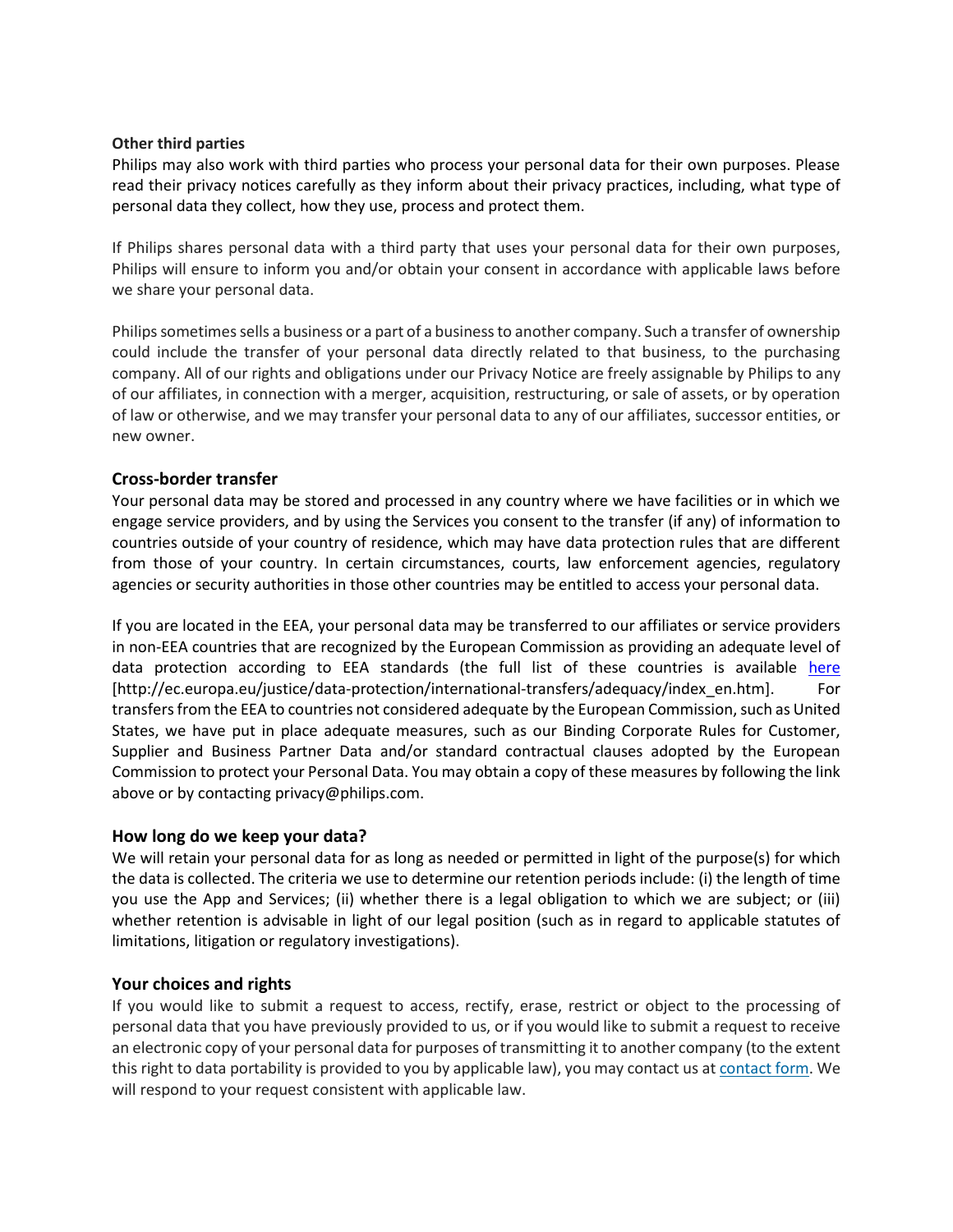**Other third parties**

Philips may also work with third parties who process your personal data for their own purposes. Please read their privacy notices carefully as they inform about their privacy practices, including, what type of personal data they collect, how they use, process and protect them.

If Philips shares personal data with a third party that uses your personal data for their own purposes, Philips will ensure to inform you and/or obtain your consent in accordance with applicable laws before we share your personal data.

Philips sometimes sells a business or a part of a business to another company. Such a transfer of ownership could include the transfer of your personal data directly related to that business, to the purchasing company. All of our rights and obligations under our Privacy Notice are freely assignable by Philips to any of our affiliates, in connection with a merger, acquisition, restructuring, or sale of assets, or by operation of law or otherwise, and we may transfer your personal data to any of our affiliates, successor entities, or new owner.

### Cross-border transfer

Your personal data may be stored and processed in any country where we have facilities or in which we engage service providers, and by using the Services you consent to the transfer (if any) of information to countries outside of your country of residence, which may have data protection rules that are different from those of your country. In certain circumstances, courts, law enforcement agencies, regulatory agencies or security authorities in those other countries may be entitled to access your personal data.

If you are located in the EEA, your personal data may be transferred to our affiliates or service providers in non-EEA countries that are recognized by the European Commission as providing an adequate level of data protection according to EEA standards (the full list of these countries is available [here](http://ec.europa.eu/justice/data-protection/international-transfers/adequacy/index_en.htm) [http://ec.europa.eu/justice/data-protection/international-transfers/adequacy/index_en.htm]. For transfers from the EEA to countries not considered adequate by the European Commission, such as United States, we have put in place adequate measures, such as our Binding Corporate Rules for Customer, Supplier and Business Partner Data and/or standard contractual clauses adopted by the European Commission to protect your Personal Data. You may obtain a copy of these measures by following the link above or by contacting privacy@philips.com.

### How long do we keep your data?

We will retain your personal data for as long as needed or permitted in light of the purpose(s) for which the data is collected. The criteria we use to determine our retention periods include: (i) the length of time you use the App and Services; (ii) whether there is a legal obligation to which we are subject; or (iii) whether retention is advisable in light of our legal position (such as in regard to applicable statutes of limitations, litigation or regulatory investigations).

### Your choices and rights

If you would like to submit a request to access, rectify, erase, restrict or object to the processing of personal data that you have previously provided to us, or if you would like to submit a request to receive an electronic copy of your personal data for purposes of transmitting it to another company (to the extent this right to data portability is provided to you by applicable law), you may contact us at contact form. We will respond to your request consistent with applicable law.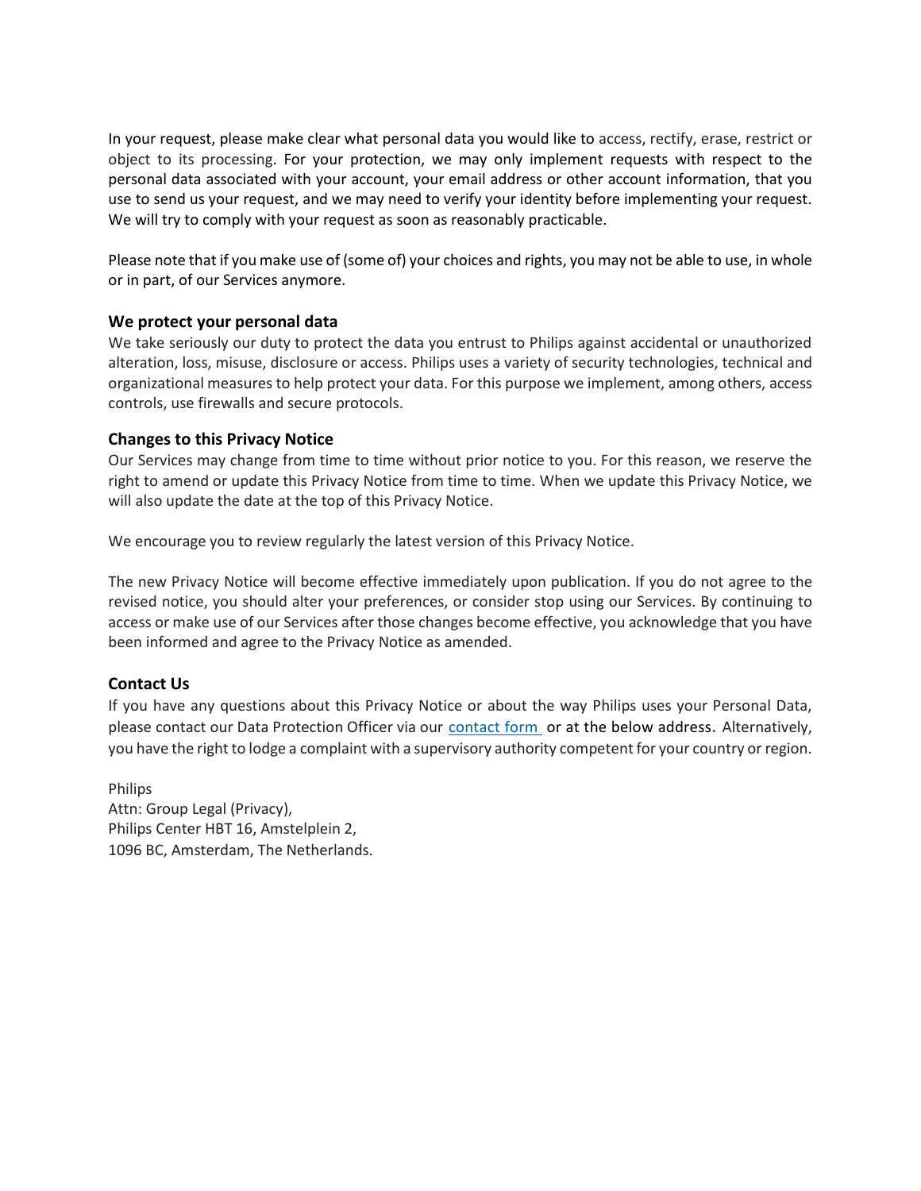In your request, please make clear what personal data you would like to access, rectify, erase, restrict or object to its processing. For your protection, we may only implement requests with respect to the personal data associated with your account, your email address or other account information, that you use to send us your request, and we may need to verify your identity before implementing your request. We will try to comply with your request as soon as reasonably practicable.

Please note that if you make use of (some of) your choices and rights, you may not be able to use, in whole or in part, of our Services anymore.

### We protect your personal data

We take seriously our duty to protect the data you entrust to Philips against accidental or unauthorized alteration, loss, misuse, disclosure or access. Philips uses a variety of security technologies, technical and organizational measures to help protect your data. For this purpose we implement, among others, access controls, use firewalls and secure protocols.

### Changes to this Privacy Notice

Our Services may change from time to time without prior notice to you. For this reason, we reserve the right to amend or update this Privacy Notice from time to time. When we update this Privacy Notice, we will also update the date at the top of this Privacy Notice.

We encourage you to review regularly the latest version of this Privacy Notice.

The new Privacy Notice will become effective immediately upon publication. If you do not agree to the revised notice, you should alter your preferences, or consider stop using our Services. By continuing to access or make use of our Services after those changes become effective, you acknowledge that you have been informed and agree to the Privacy Notice as amended.

### Contact Us

If you have any questions about this Privacy Notice or about the way Philips uses your Personal Data, please contact our Data Protection Officer via our contact form or at the below address. Alternatively, you have the right to lodge a complaint with a supervisory authority competent for your country or region.

Philips
Attn: Group Legal (Privacy),
Philips Center HBT 16, Amstelplein 2,
1096 BC, Amsterdam, The Netherlands.